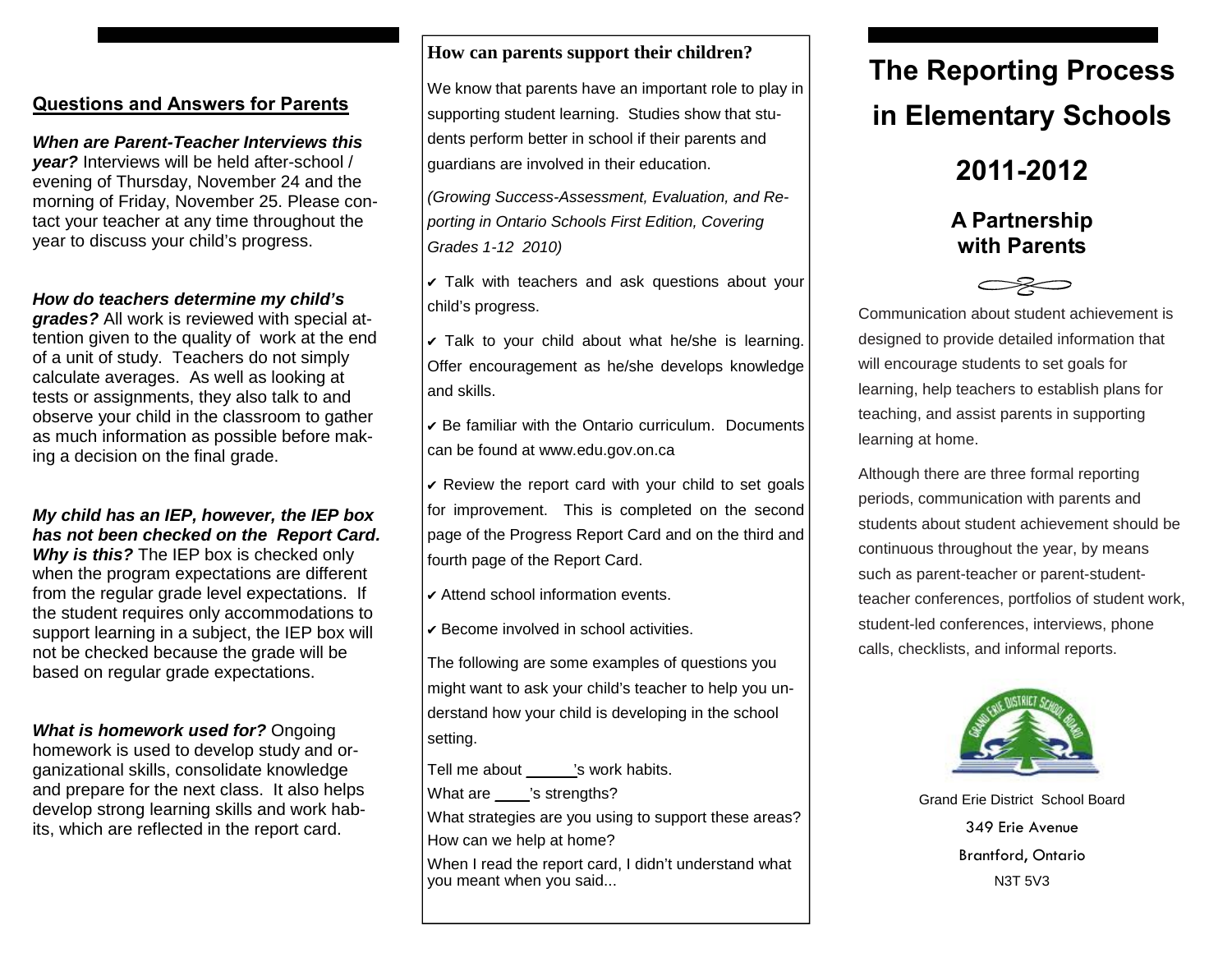## Questions and Answers for Parents

***When are Parent-Teacher Interviews this year?*** Interviews will be held after-school / evening of Thursday, November 24 and the morning of Friday, November 25. Please contact your teacher at any time throughout the year to discuss your child's progress.

***How do teachers determine my child's grades?*** All work is reviewed with special attention given to the quality of work at the end of a unit of study. Teachers do not simply calculate averages. As well as looking at tests or assignments, they also talk to and observe your child in the classroom to gather as much information as possible before making a decision on the final grade.

***My child has an IEP, however, the IEP box has not been checked on the Report Card. Why is this?*** The IEP box is checked only when the program expectations are different from the regular grade level expectations. If the student requires only accommodations to support learning in a subject, the IEP box will not be checked because the grade will be based on regular grade expectations.

***What is homework used for?*** Ongoing homework is used to develop study and organizational skills, consolidate knowledge and prepare for the next class. It also helps develop strong learning skills and work habits, which are reflected in the report card.

### How can parents support their children?

We know that parents have an important role to play in supporting student learning. Studies show that students perform better in school if their parents and guardians are involved in their education.

*(Growing Success-Assessment, Evaluation, and Reporting in Ontario Schools First Edition, Covering Grades 1-12 2010)*

- ✔ Talk with teachers and ask questions about your child's progress.
- ✔ Talk to your child about what he/she is learning. Offer encouragement as he/she develops knowledge and skills.
- ✔ Be familiar with the Ontario curriculum. Documents can be found at www.edu.gov.on.ca
- ✔ Review the report card with your child to set goals for improvement. This is completed on the second page of the Progress Report Card and on the third and fourth page of the Report Card.
- ✔ Attend school information events.
- ✔ Become involved in school activities.

The following are some examples of questions you might want to ask your child's teacher to help you understand how your child is developing in the school setting.

Tell me about ______'s work habits.

What are ____'s strengths?

What strategies are you using to support these areas?

How can we help at home?

When I read the report card, I didn't understand what you meant when you said...

# The Reporting Process in Elementary Schools

# 2011-2012

## A Partnership with Parents

Communication about student achievement is designed to provide detailed information that will encourage students to set goals for learning, help teachers to establish plans for teaching, and assist parents in supporting learning at home.

Although there are three formal reporting periods, communication with parents and students about student achievement should be continuous throughout the year, by means such as parent-teacher or parent-student-teacher conferences, portfolios of student work, student-led conferences, interviews, phone calls, checklists, and informal reports.

Grand Erie District School Board
349 Erie Avenue
Brantford, Ontario
N3T 5V3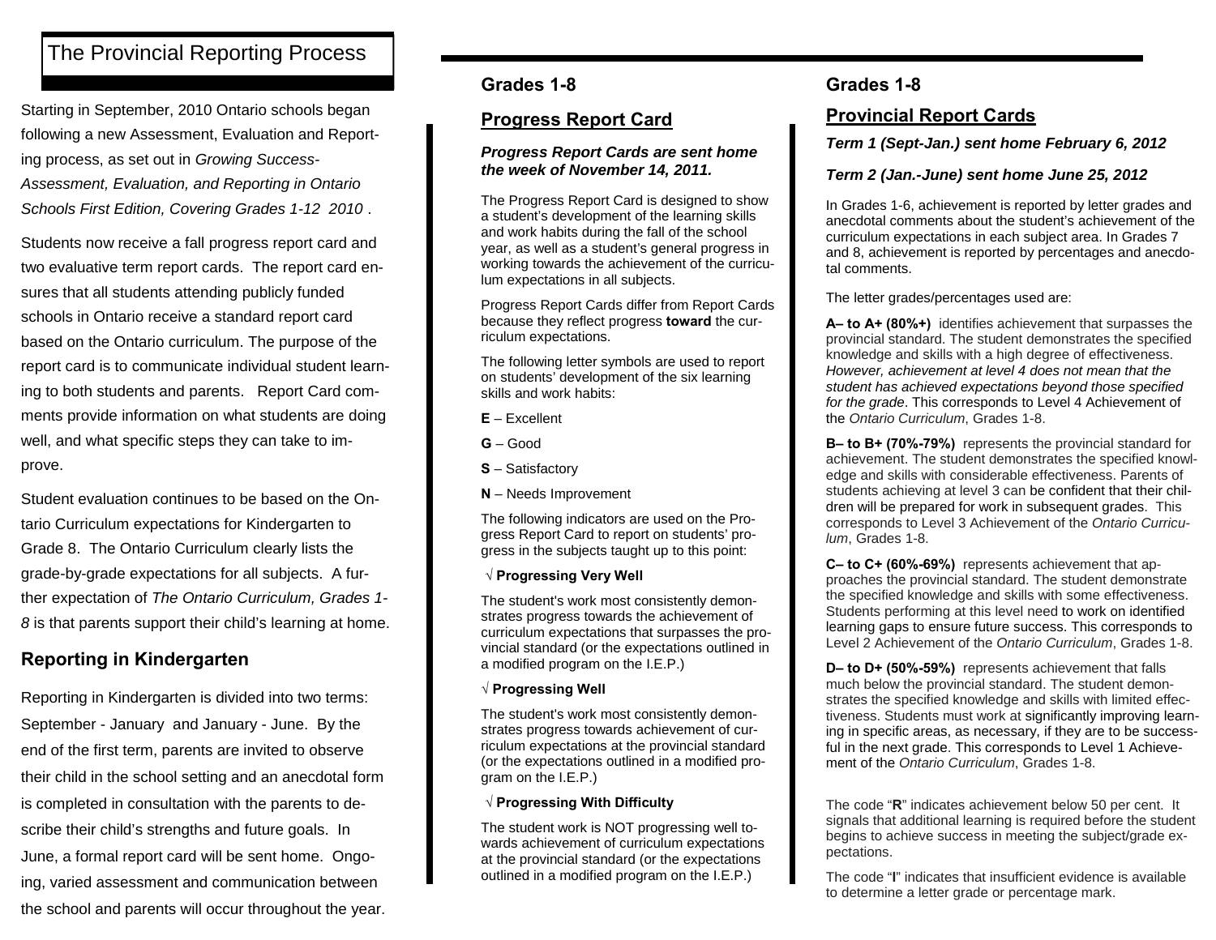# The Provincial Reporting Process

Starting in September, 2010 Ontario schools began following a new Assessment, Evaluation and Reporting process, as set out in *Growing Success-Assessment, Evaluation, and Reporting in Ontario Schools First Edition, Covering Grades 1-12 2010* .

Students now receive a fall progress report card and two evaluative term report cards. The report card ensures that all students attending publicly funded schools in Ontario receive a standard report card based on the Ontario curriculum. The purpose of the report card is to communicate individual student learning to both students and parents. Report Card comments provide information on what students are doing well, and what specific steps they can take to improve.

Student evaluation continues to be based on the Ontario Curriculum expectations for Kindergarten to Grade 8. The Ontario Curriculum clearly lists the grade-by-grade expectations for all subjects. A further expectation of *The Ontario Curriculum, Grades 1-8* is that parents support their child's learning at home.

## Reporting in Kindergarten

Reporting in Kindergarten is divided into two terms: September - January and January - June. By the end of the first term, parents are invited to observe their child in the school setting and an anecdotal form is completed in consultation with the parents to describe their child's strengths and future goals. In June, a formal report card will be sent home. Ongoing, varied assessment and communication between the school and parents will occur throughout the year.

## Grades 1-8

### Progress Report Card

***Progress Report Cards are sent home the week of November 14, 2011.***

The Progress Report Card is designed to show a student's development of the learning skills and work habits during the fall of the school year, as well as a student's general progress in working towards the achievement of the curriculum expectations in all subjects.

Progress Report Cards differ from Report Cards because they reflect progress **toward** the curriculum expectations.

The following letter symbols are used to report on students' development of the six learning skills and work habits:

**E** – Excellent

**G** – Good

**S** – Satisfactory

**N** – Needs Improvement

The following indicators are used on the Progress Report Card to report on students' progress in the subjects taught up to this point:

**√ Progressing Very Well**

The student's work most consistently demonstrates progress towards the achievement of curriculum expectations that surpasses the provincial standard (or the expectations outlined in a modified program on the I.E.P.)

**√ Progressing Well**

The student's work most consistently demonstrates progress towards achievement of curriculum expectations at the provincial standard (or the expectations outlined in a modified program on the I.E.P.)

**√ Progressing With Difficulty**

The student work is NOT progressing well towards achievement of curriculum expectations at the provincial standard (or the expectations outlined in a modified program on the I.E.P.)

## Grades 1-8

### Provincial Report Cards

***Term 1 (Sept-Jan.) sent home February 6, 2012***

***Term 2 (Jan.-June) sent home June 25, 2012***

In Grades 1-6, achievement is reported by letter grades and anecdotal comments about the student's achievement of the curriculum expectations in each subject area. In Grades 7 and 8, achievement is reported by percentages and anecdotal comments.

The letter grades/percentages used are:

**A– to A+ (80%+)** identifies achievement that surpasses the provincial standard. The student demonstrates the specified knowledge and skills with a high degree of effectiveness. *However, achievement at level 4 does not mean that the student has achieved expectations beyond those specified for the grade*. This corresponds to Level 4 Achievement of the *Ontario Curriculum*, Grades 1-8.

**B– to B+ (70%-79%)** represents the provincial standard for achievement. The student demonstrates the specified knowledge and skills with considerable effectiveness. Parents of students achieving at level 3 can be confident that their children will be prepared for work in subsequent grades. This corresponds to Level 3 Achievement of the *Ontario Curriculum*, Grades 1-8.

**C– to C+ (60%-69%)** represents achievement that approaches the provincial standard. The student demonstrate the specified knowledge and skills with some effectiveness. Students performing at this level need to work on identified learning gaps to ensure future success. This corresponds to Level 2 Achievement of the *Ontario Curriculum*, Grades 1-8.

**D– to D+ (50%-59%)** represents achievement that falls much below the provincial standard. The student demonstrates the specified knowledge and skills with limited effectiveness. Students must work at significantly improving learning in specific areas, as necessary, if they are to be successful in the next grade. This corresponds to Level 1 Achievement of the *Ontario Curriculum*, Grades 1-8.

The code "**R**" indicates achievement below 50 per cent. It signals that additional learning is required before the student begins to achieve success in meeting the subject/grade expectations.

The code "**I**" indicates that insufficient evidence is available to determine a letter grade or percentage mark.